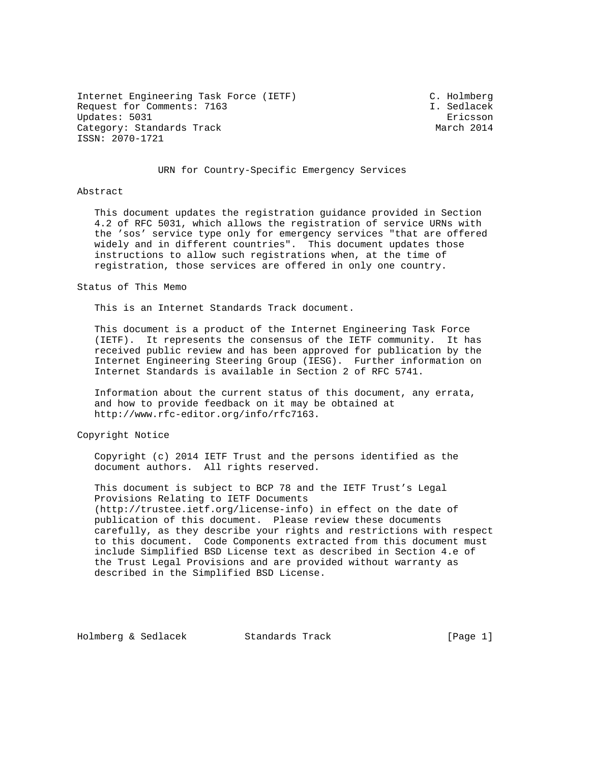Internet Engineering Task Force (IETF) C. Holmberg
Request for Comments: 7163 I. Sedlacek
Updates: 5031 Ericsson
Category: Standards Track March 2014
ISSN: 2070-1721

# URN for Country-Specific Emergency Services

## Abstract

This document updates the registration guidance provided in Section 4.2 of RFC 5031, which allows the registration of service URNs with the 'sos' service type only for emergency services "that are offered widely and in different countries". This document updates those instructions to allow such registrations when, at the time of registration, those services are offered in only one country.

## Status of This Memo

This is an Internet Standards Track document.

This document is a product of the Internet Engineering Task Force (IETF). It represents the consensus of the IETF community. It has received public review and has been approved for publication by the Internet Engineering Steering Group (IESG). Further information on Internet Standards is available in Section 2 of RFC 5741.

Information about the current status of this document, any errata, and how to provide feedback on it may be obtained at http://www.rfc-editor.org/info/rfc7163.

## Copyright Notice

Copyright (c) 2014 IETF Trust and the persons identified as the document authors. All rights reserved.

This document is subject to BCP 78 and the IETF Trust's Legal Provisions Relating to IETF Documents (http://trustee.ietf.org/license-info) in effect on the date of publication of this document. Please review these documents carefully, as they describe your rights and restrictions with respect to this document. Code Components extracted from this document must include Simplified BSD License text as described in Section 4.e of the Trust Legal Provisions and are provided without warranty as described in the Simplified BSD License.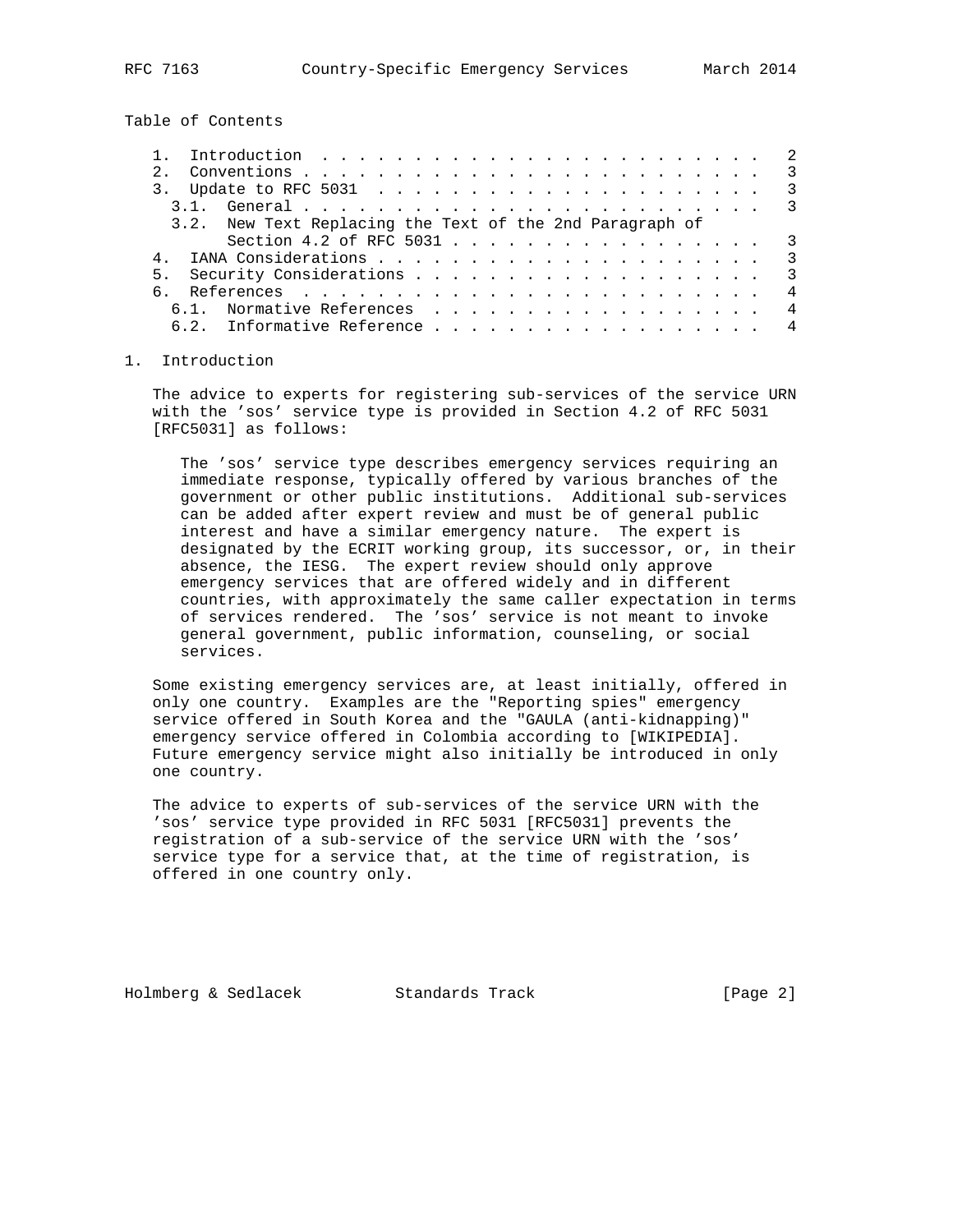Table of Contents

1. Introduction . . . . . . . . . . . . . . . . . . . . . . . . . 2
2. Conventions . . . . . . . . . . . . . . . . . . . . . . . . . 3
3. Update to RFC 5031 . . . . . . . . . . . . . . . . . . . . . 3
   3.1. General . . . . . . . . . . . . . . . . . . . . . . . . . 3
   3.2. New Text Replacing the Text of the 2nd Paragraph of Section 4.2 of RFC 5031 . . . . . . . . . . . . . . . . . 3
4. IANA Considerations . . . . . . . . . . . . . . . . . . . . . 3
5. Security Considerations . . . . . . . . . . . . . . . . . . . 3
6. References . . . . . . . . . . . . . . . . . . . . . . . . . 4
   6.1. Normative References . . . . . . . . . . . . . . . . . . 4
   6.2. Informative Reference . . . . . . . . . . . . . . . . . . 4

## 1. Introduction

The advice to experts for registering sub-services of the service URN with the 'sos' service type is provided in Section 4.2 of RFC 5031 [RFC5031] as follows:

> The 'sos' service type describes emergency services requiring an immediate response, typically offered by various branches of the government or other public institutions. Additional sub-services can be added after expert review and must be of general public interest and have a similar emergency nature. The expert is designated by the ECRIT working group, its successor, or, in their absence, the IESG. The expert review should only approve emergency services that are offered widely and in different countries, with approximately the same caller expectation in terms of services rendered. The 'sos' service is not meant to invoke general government, public information, counseling, or social services.

Some existing emergency services are, at least initially, offered in only one country. Examples are the "Reporting spies" emergency service offered in South Korea and the "GAULA (anti-kidnapping)" emergency service offered in Colombia according to [WIKIPEDIA]. Future emergency service might also initially be introduced in only one country.

The advice to experts of sub-services of the service URN with the 'sos' service type provided in RFC 5031 [RFC5031] prevents the registration of a sub-service of the service URN with the 'sos' service type for a service that, at the time of registration, is offered in one country only.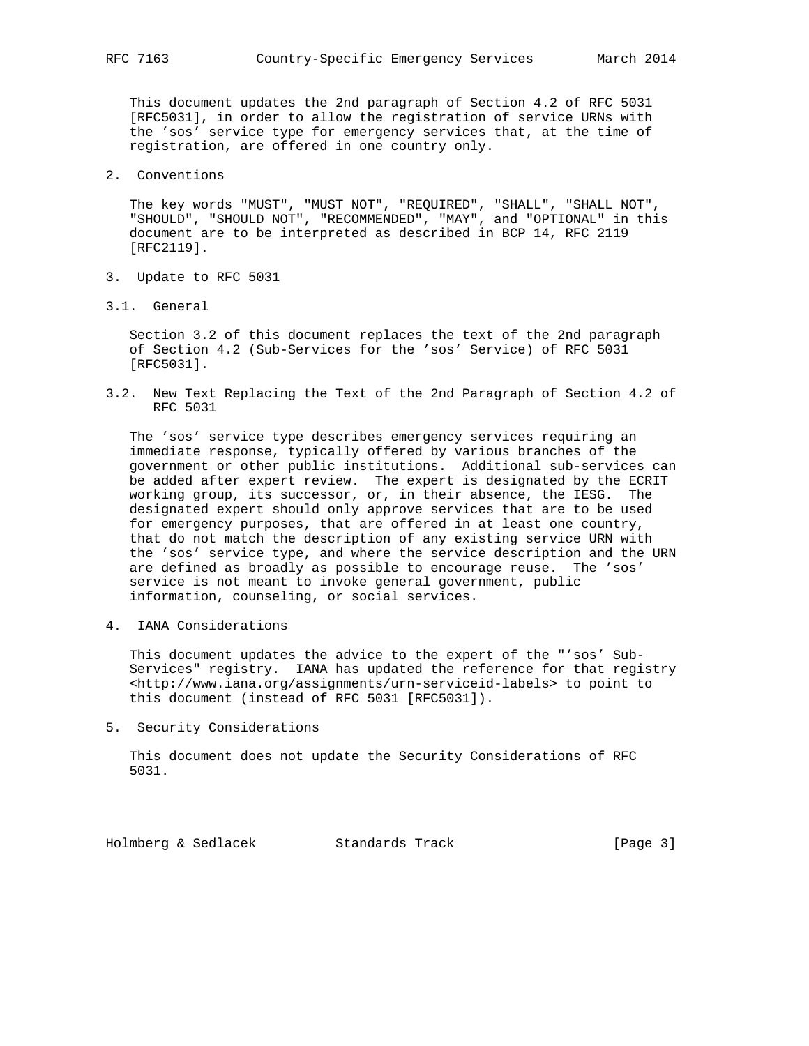This document updates the 2nd paragraph of Section 4.2 of RFC 5031 [RFC5031], in order to allow the registration of service URNs with the 'sos' service type for emergency services that, at the time of registration, are offered in one country only.

## 2. Conventions

The key words "MUST", "MUST NOT", "REQUIRED", "SHALL", "SHALL NOT", "SHOULD", "SHOULD NOT", "RECOMMENDED", "MAY", and "OPTIONAL" in this document are to be interpreted as described in BCP 14, RFC 2119 [RFC2119].

## 3. Update to RFC 5031

### 3.1. General

Section 3.2 of this document replaces the text of the 2nd paragraph of Section 4.2 (Sub-Services for the 'sos' Service) of RFC 5031 [RFC5031].

### 3.2. New Text Replacing the Text of the 2nd Paragraph of Section 4.2 of RFC 5031

The 'sos' service type describes emergency services requiring an immediate response, typically offered by various branches of the government or other public institutions. Additional sub-services can be added after expert review. The expert is designated by the ECRIT working group, its successor, or, in their absence, the IESG. The designated expert should only approve services that are to be used for emergency purposes, that are offered in at least one country, that do not match the description of any existing service URN with the 'sos' service type, and where the service description and the URN are defined as broadly as possible to encourage reuse. The 'sos' service is not meant to invoke general government, public information, counseling, or social services.

## 4. IANA Considerations

This document updates the advice to the expert of the "'sos' Sub-Services" registry. IANA has updated the reference for that registry <http://www.iana.org/assignments/urn-serviceid-labels> to point to this document (instead of RFC 5031 [RFC5031]).

## 5. Security Considerations

This document does not update the Security Considerations of RFC 5031.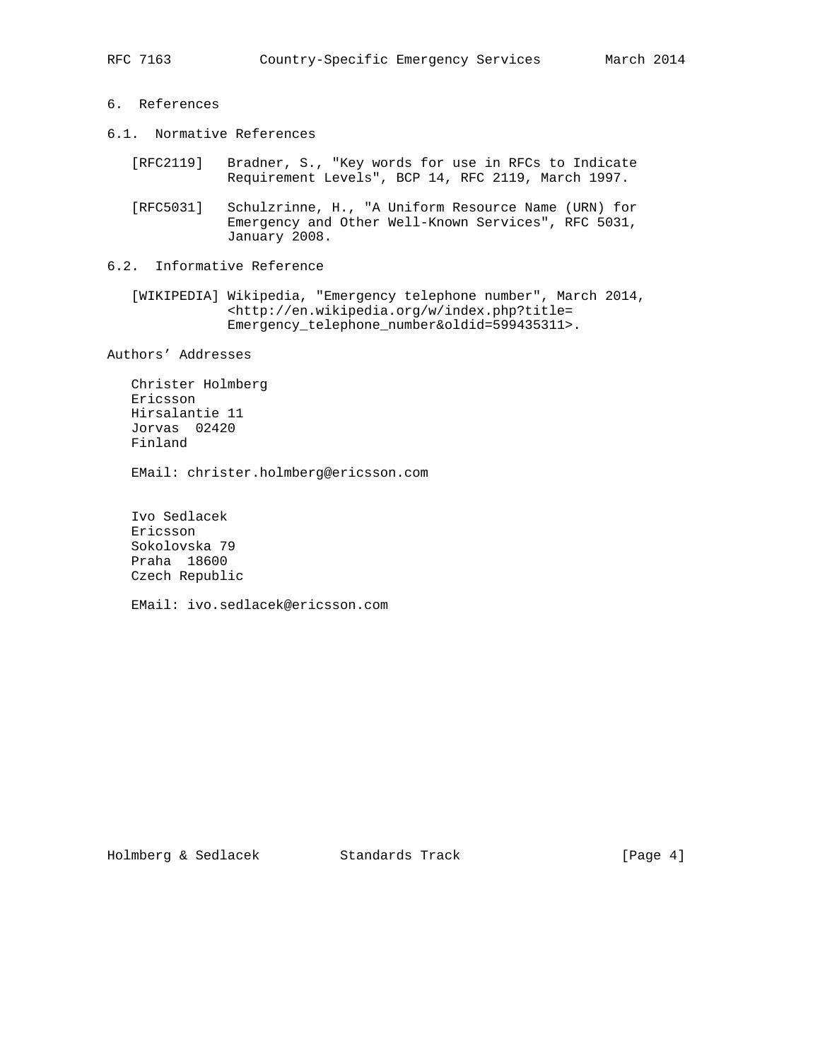## 6. References

### 6.1. Normative References

[RFC2119] Bradner, S., "Key words for use in RFCs to Indicate Requirement Levels", BCP 14, RFC 2119, March 1997.

[RFC5031] Schulzrinne, H., "A Uniform Resource Name (URN) for Emergency and Other Well-Known Services", RFC 5031, January 2008.

### 6.2. Informative Reference

[WIKIPEDIA] Wikipedia, "Emergency telephone number", March 2014, <http://en.wikipedia.org/w/index.php?title=Emergency_telephone_number&oldid=599435311>.

## Authors' Addresses

Christer Holmberg
Ericsson
Hirsalantie 11
Jorvas 02420
Finland

EMail: christer.holmberg@ericsson.com

Ivo Sedlacek
Ericsson
Sokolovska 79
Praha 18600
Czech Republic

EMail: ivo.sedlacek@ericsson.com